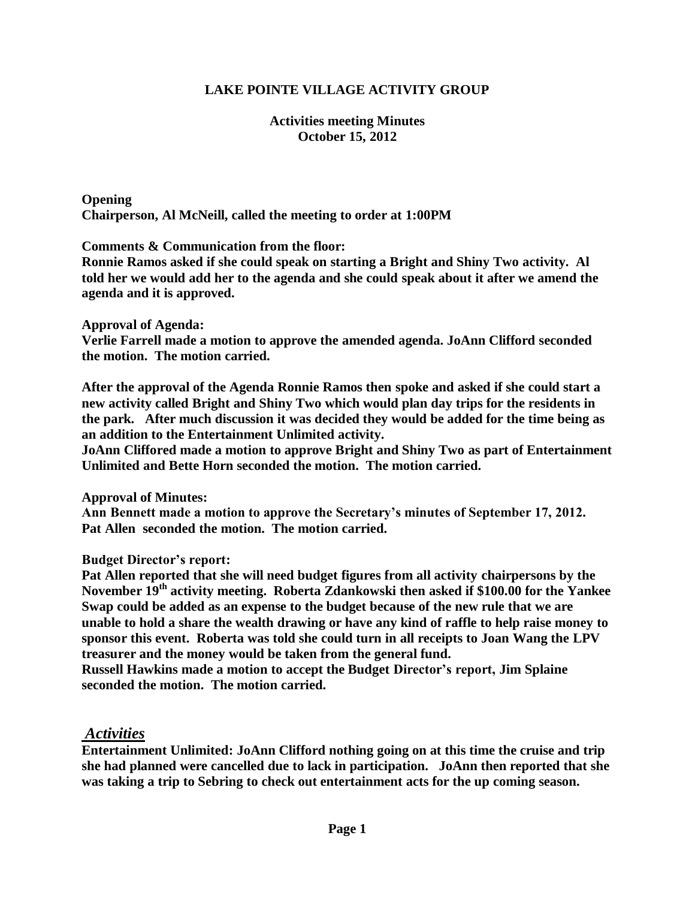## LAKE POINTE VILLAGE ACTIVITY GROUP

### Activities meeting Minutes
### October 15, 2012

**Opening**
**Chairperson, Al McNeill, called the meeting to order at 1:00PM**

**Comments & Communication from the floor:**
**Ronnie Ramos asked if she could speak on starting a Bright and Shiny Two activity. Al told her we would add her to the agenda and she could speak about it after we amend the agenda and it is approved.**

**Approval of Agenda:**
**Verlie Farrell made a motion to approve the amended agenda. JoAnn Clifford seconded the motion. The motion carried.**

**After the approval of the Agenda Ronnie Ramos then spoke and asked if she could start a new activity called Bright and Shiny Two which would plan day trips for the residents in the park. After much discussion it was decided they would be added for the time being as an addition to the Entertainment Unlimited activity.**
**JoAnn Cliffored made a motion to approve Bright and Shiny Two as part of Entertainment Unlimited and Bette Horn seconded the motion. The motion carried.**

**Approval of Minutes:**
**Ann Bennett made a motion to approve the Secretary's minutes of September 17, 2012. Pat Allen seconded the motion. The motion carried.**

**Budget Director's report:**
**Pat Allen reported that she will need budget figures from all activity chairpersons by the November 19th activity meeting. Roberta Zdankowski then asked if $100.00 for the Yankee Swap could be added as an expense to the budget because of the new rule that we are unable to hold a share the wealth drawing or have any kind of raffle to help raise money to sponsor this event. Roberta was told she could turn in all receipts to Joan Wang the LPV treasurer and the money would be taken from the general fund.**
**Russell Hawkins made a motion to accept the Budget Director's report, Jim Splaine seconded the motion. The motion carried.**

## *Activities*

**Entertainment Unlimited: JoAnn Clifford nothing going on at this time the cruise and trip she had planned were cancelled due to lack in participation. JoAnn then reported that she was taking a trip to Sebring to check out entertainment acts for the up coming season.**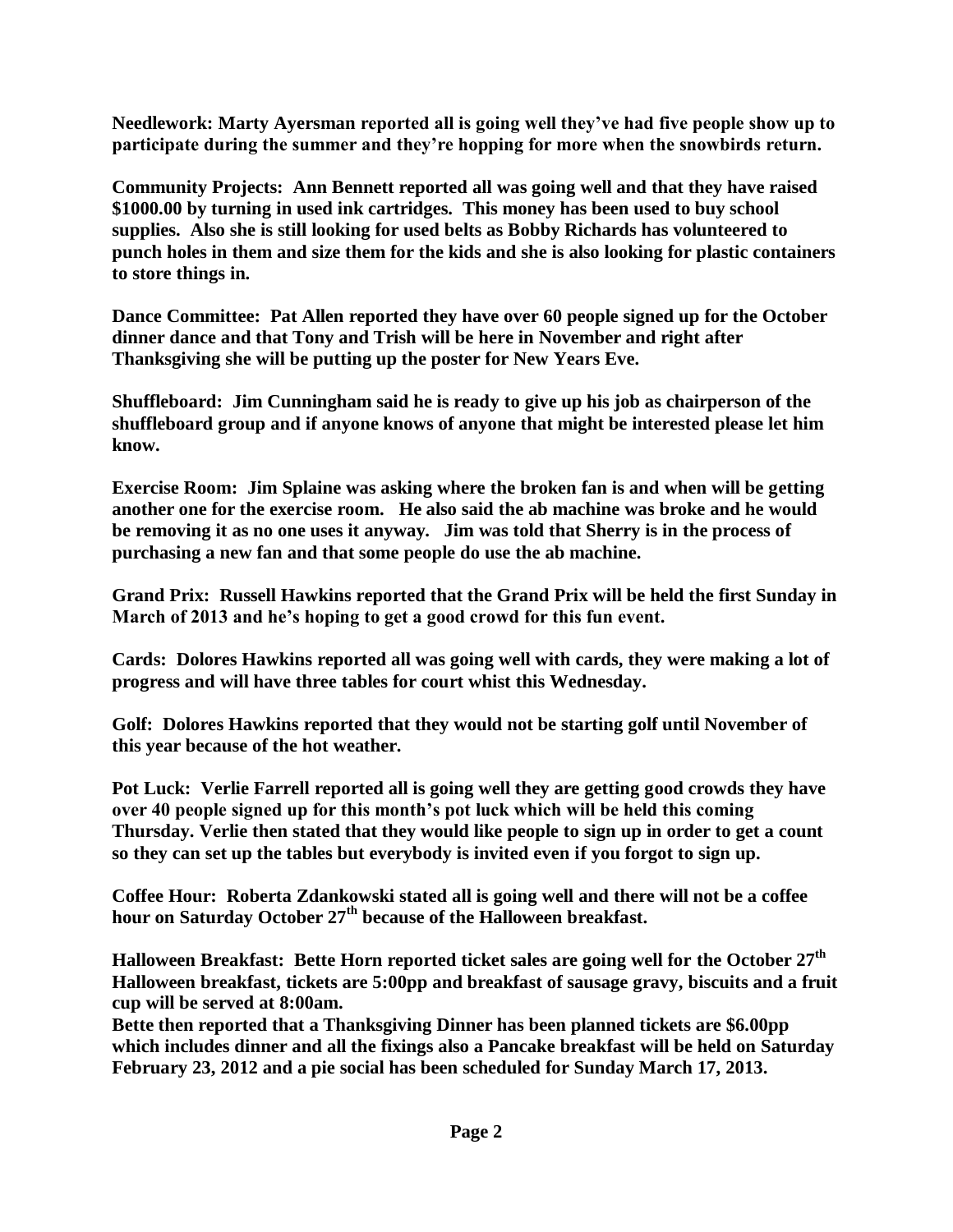**Needlework: Marty Ayersman reported all is going well they've had five people show up to participate during the summer and they're hopping for more when the snowbirds return.**

**Community Projects: Ann Bennett reported all was going well and that they have raised $1000.00 by turning in used ink cartridges. This money has been used to buy school supplies. Also she is still looking for used belts as Bobby Richards has volunteered to punch holes in them and size them for the kids and she is also looking for plastic containers to store things in.**

**Dance Committee: Pat Allen reported they have over 60 people signed up for the October dinner dance and that Tony and Trish will be here in November and right after Thanksgiving she will be putting up the poster for New Years Eve.**

**Shuffleboard: Jim Cunningham said he is ready to give up his job as chairperson of the shuffleboard group and if anyone knows of anyone that might be interested please let him know.**

**Exercise Room: Jim Splaine was asking where the broken fan is and when will be getting another one for the exercise room. He also said the ab machine was broke and he would be removing it as no one uses it anyway. Jim was told that Sherry is in the process of purchasing a new fan and that some people do use the ab machine.**

**Grand Prix: Russell Hawkins reported that the Grand Prix will be held the first Sunday in March of 2013 and he's hoping to get a good crowd for this fun event.**

**Cards: Dolores Hawkins reported all was going well with cards, they were making a lot of progress and will have three tables for court whist this Wednesday.**

**Golf: Dolores Hawkins reported that they would not be starting golf until November of this year because of the hot weather.**

**Pot Luck: Verlie Farrell reported all is going well they are getting good crowds they have over 40 people signed up for this month's pot luck which will be held this coming Thursday. Verlie then stated that they would like people to sign up in order to get a count so they can set up the tables but everybody is invited even if you forgot to sign up.**

**Coffee Hour: Roberta Zdankowski stated all is going well and there will not be a coffee hour on Saturday October 27th because of the Halloween breakfast.**

**Halloween Breakfast: Bette Horn reported ticket sales are going well for the October 27th Halloween breakfast, tickets are 5:00pp and breakfast of sausage gravy, biscuits and a fruit cup will be served at 8:00am.**

**Bette then reported that a Thanksgiving Dinner has been planned tickets are $6.00pp which includes dinner and all the fixings also a Pancake breakfast will be held on Saturday February 23, 2012 and a pie social has been scheduled for Sunday March 17, 2013.**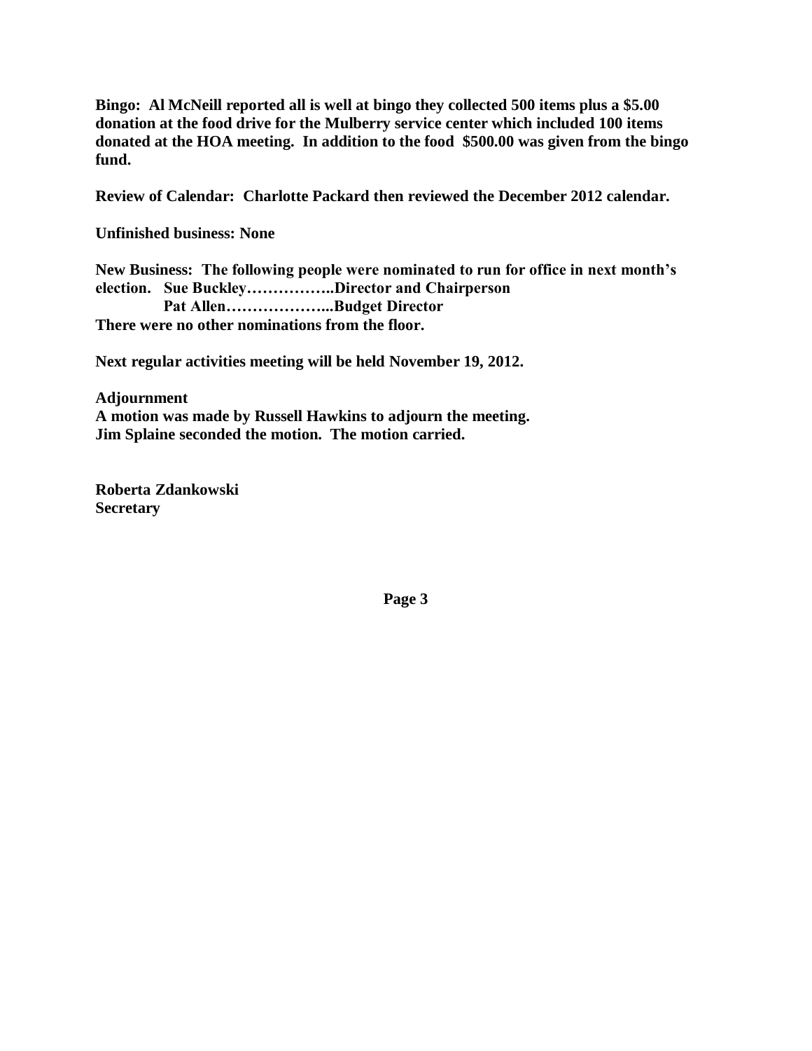**Bingo: Al McNeill reported all is well at bingo they collected 500 items plus a $5.00 donation at the food drive for the Mulberry service center which included 100 items donated at the HOA meeting. In addition to the food $500.00 was given from the bingo fund.**

**Review of Calendar: Charlotte Packard then reviewed the December 2012 calendar.**

**Unfinished business: None**

**New Business: The following people were nominated to run for office in next month's election. Sue Buckley……………..Director and Chairperson**
**Pat Allen………………...Budget Director**
**There were no other nominations from the floor.**

**Next regular activities meeting will be held November 19, 2012.**

**Adjournment**
**A motion was made by Russell Hawkins to adjourn the meeting.**
**Jim Splaine seconded the motion. The motion carried.**

**Roberta Zdankowski**
**Secretary**